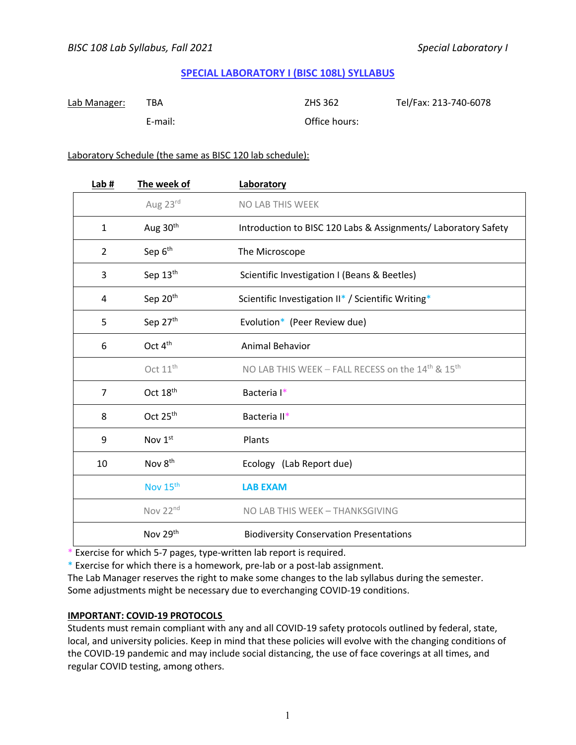# SPECIAL LABORATORY I (BISC 108L) SYLLABUS

| Lab Manager: | TBA | ZHS 362 | Tel/Fax: 213-740-6078 |
|---|---|---|---|
| | E-mail: | Office hours: | |

Laboratory Schedule (the same as BISC 120 lab schedule):

| Lab # | The week of | Laboratory |
|---|---|---|
| | Aug 23rd | NO LAB THIS WEEK |
| 1 | Aug 30th | Introduction to BISC 120 Labs & Assignments/ Laboratory Safety |
| 2 | Sep 6th | The Microscope |
| 3 | Sep 13th | Scientific Investigation I (Beans & Beetles) |
| 4 | Sep 20th | Scientific Investigation II* / Scientific Writing* |
| 5 | Sep 27th | Evolution* (Peer Review due) |
| 6 | Oct 4th | Animal Behavior |
| | Oct 11th | NO LAB THIS WEEK – FALL RECESS on the 14th & 15th |
| 7 | Oct 18th | Bacteria I* |
| 8 | Oct 25th | Bacteria II* |
| 9 | Nov 1st | Plants |
| 10 | Nov 8th | Ecology (Lab Report due) |
| | Nov 15th | **LAB EXAM** |
| | Nov 22nd | NO LAB THIS WEEK – THANKSGIVING |
| | Nov 29th | Biodiversity Conservation Presentations |

\* Exercise for which 5-7 pages, type-written lab report is required.
\* Exercise for which there is a homework, pre-lab or a post-lab assignment.
The Lab Manager reserves the right to make some changes to the lab syllabus during the semester. Some adjustments might be necessary due to everchanging COVID-19 conditions.

**IMPORTANT: COVID-19 PROTOCOLS**

Students must remain compliant with any and all COVID-19 safety protocols outlined by federal, state, local, and university policies. Keep in mind that these policies will evolve with the changing conditions of the COVID-19 pandemic and may include social distancing, the use of face coverings at all times, and regular COVID testing, among others.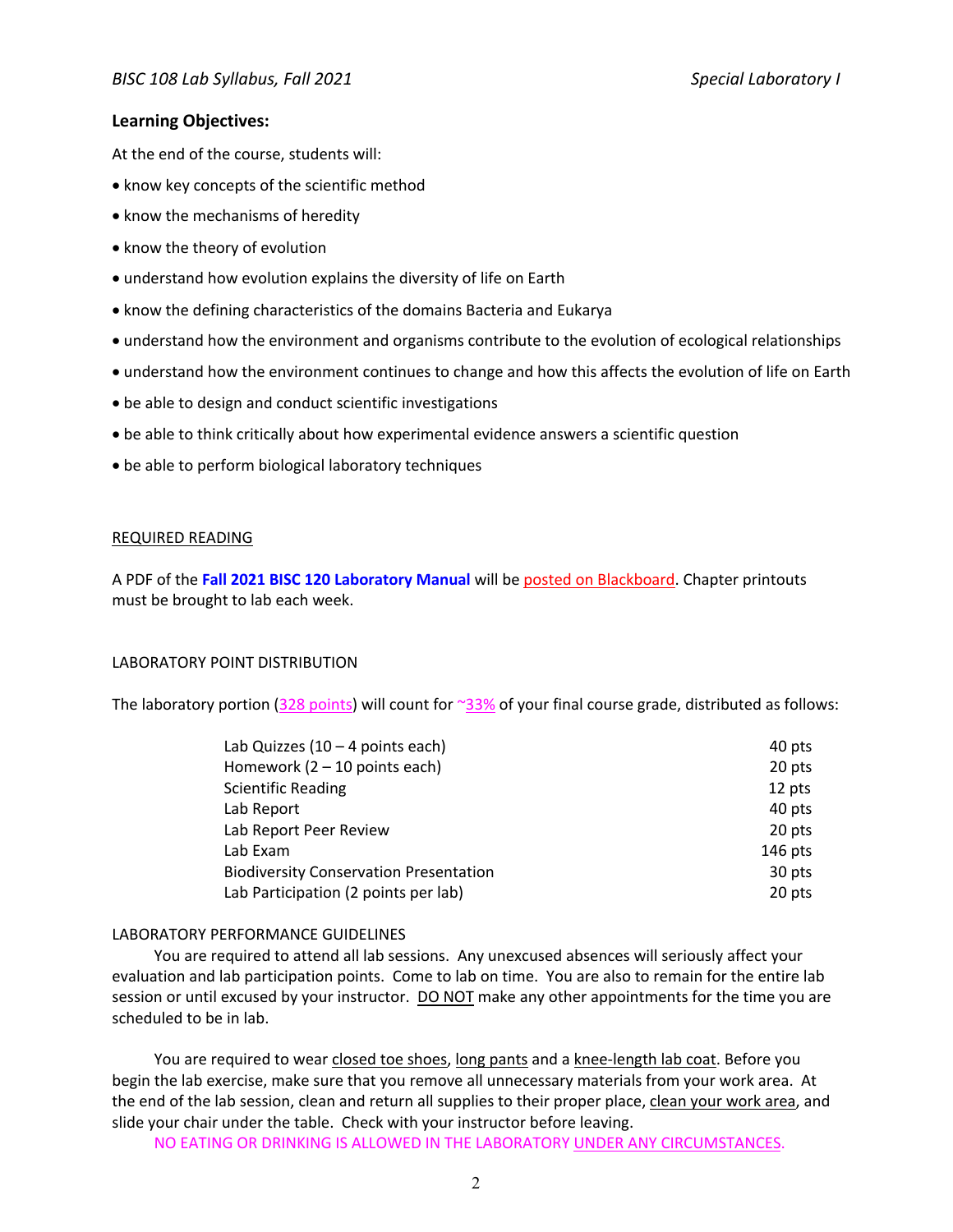**Learning Objectives:**

At the end of the course, students will:

- know key concepts of the scientific method
- know the mechanisms of heredity
- know the theory of evolution
- understand how evolution explains the diversity of life on Earth
- know the defining characteristics of the domains Bacteria and Eukarya
- understand how the environment and organisms contribute to the evolution of ecological relationships
- understand how the environment continues to change and how this affects the evolution of life on Earth
- be able to design and conduct scientific investigations
- be able to think critically about how experimental evidence answers a scientific question
- be able to perform biological laboratory techniques

REQUIRED READING

A PDF of the **Fall 2021 BISC 120 Laboratory Manual** will be posted on Blackboard. Chapter printouts must be brought to lab each week.

LABORATORY POINT DISTRIBUTION

The laboratory portion (328 points) will count for ~33% of your final course grade, distributed as follows:

| | |
|---|---|
| Lab Quizzes (10 – 4 points each) | 40 pts |
| Homework (2 – 10 points each) | 20 pts |
| Scientific Reading | 12 pts |
| Lab Report | 40 pts |
| Lab Report Peer Review | 20 pts |
| Lab Exam | 146 pts |
| Biodiversity Conservation Presentation | 30 pts |
| Lab Participation (2 points per lab) | 20 pts |

LABORATORY PERFORMANCE GUIDELINES

You are required to attend all lab sessions. Any unexcused absences will seriously affect your evaluation and lab participation points. Come to lab on time. You are also to remain for the entire lab session or until excused by your instructor. DO NOT make any other appointments for the time you are scheduled to be in lab.

You are required to wear closed toe shoes, long pants and a knee-length lab coat. Before you begin the lab exercise, make sure that you remove all unnecessary materials from your work area. At the end of the lab session, clean and return all supplies to their proper place, clean your work area, and slide your chair under the table. Check with your instructor before leaving.

NO EATING OR DRINKING IS ALLOWED IN THE LABORATORY UNDER ANY CIRCUMSTANCES.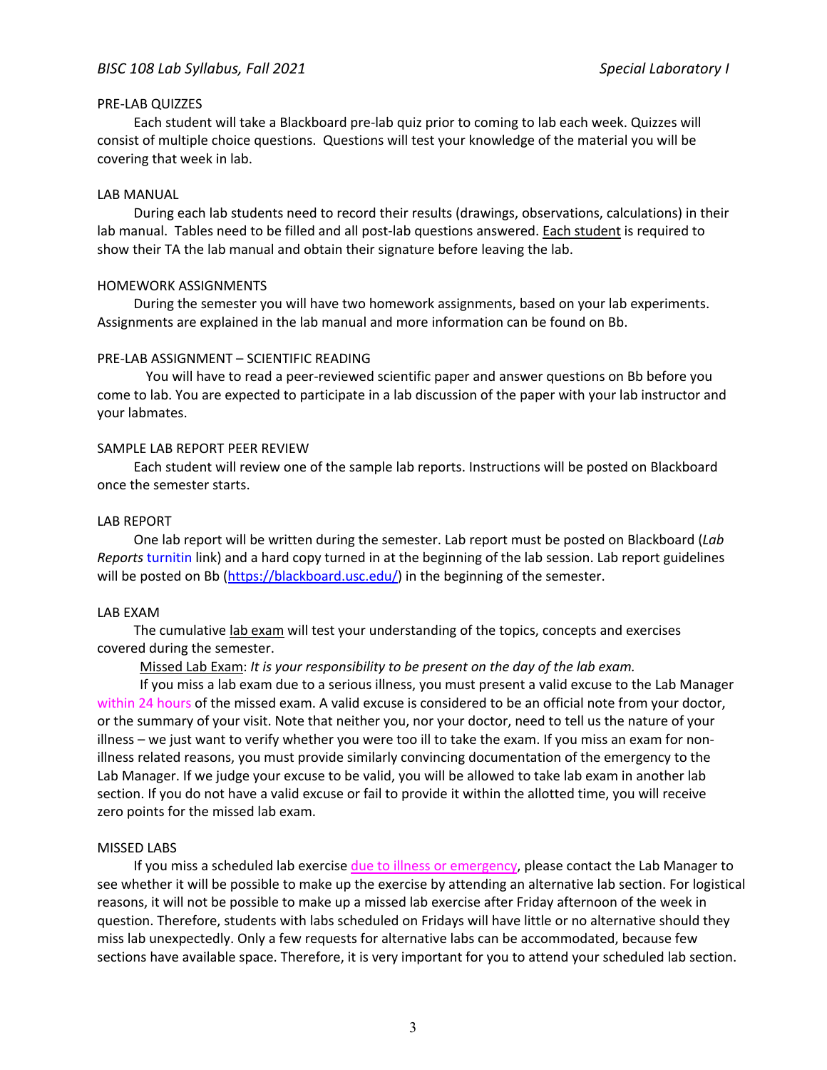## PRE-LAB QUIZZES

Each student will take a Blackboard pre-lab quiz prior to coming to lab each week. Quizzes will consist of multiple choice questions. Questions will test your knowledge of the material you will be covering that week in lab.

## LAB MANUAL

During each lab students need to record their results (drawings, observations, calculations) in their lab manual. Tables need to be filled and all post-lab questions answered. Each student is required to show their TA the lab manual and obtain their signature before leaving the lab.

## HOMEWORK ASSIGNMENTS

During the semester you will have two homework assignments, based on your lab experiments. Assignments are explained in the lab manual and more information can be found on Bb.

## PRE-LAB ASSIGNMENT – SCIENTIFIC READING

You will have to read a peer-reviewed scientific paper and answer questions on Bb before you come to lab. You are expected to participate in a lab discussion of the paper with your lab instructor and your labmates.

## SAMPLE LAB REPORT PEER REVIEW

Each student will review one of the sample lab reports. Instructions will be posted on Blackboard once the semester starts.

## LAB REPORT

One lab report will be written during the semester. Lab report must be posted on Blackboard (*Lab Reports* turnitin link) and a hard copy turned in at the beginning of the lab session. Lab report guidelines will be posted on Bb (https://blackboard.usc.edu/) in the beginning of the semester.

## LAB EXAM

The cumulative lab exam will test your understanding of the topics, concepts and exercises covered during the semester.

Missed Lab Exam: *It is your responsibility to be present on the day of the lab exam.*

If you miss a lab exam due to a serious illness, you must present a valid excuse to the Lab Manager within 24 hours of the missed exam. A valid excuse is considered to be an official note from your doctor, or the summary of your visit. Note that neither you, nor your doctor, need to tell us the nature of your illness – we just want to verify whether you were too ill to take the exam. If you miss an exam for non-illness related reasons, you must provide similarly convincing documentation of the emergency to the Lab Manager. If we judge your excuse to be valid, you will be allowed to take lab exam in another lab section. If you do not have a valid excuse or fail to provide it within the allotted time, you will receive zero points for the missed lab exam.

## MISSED LABS

If you miss a scheduled lab exercise due to illness or emergency, please contact the Lab Manager to see whether it will be possible to make up the exercise by attending an alternative lab section. For logistical reasons, it will not be possible to make up a missed lab exercise after Friday afternoon of the week in question. Therefore, students with labs scheduled on Fridays will have little or no alternative should they miss lab unexpectedly. Only a few requests for alternative labs can be accommodated, because few sections have available space. Therefore, it is very important for you to attend your scheduled lab section.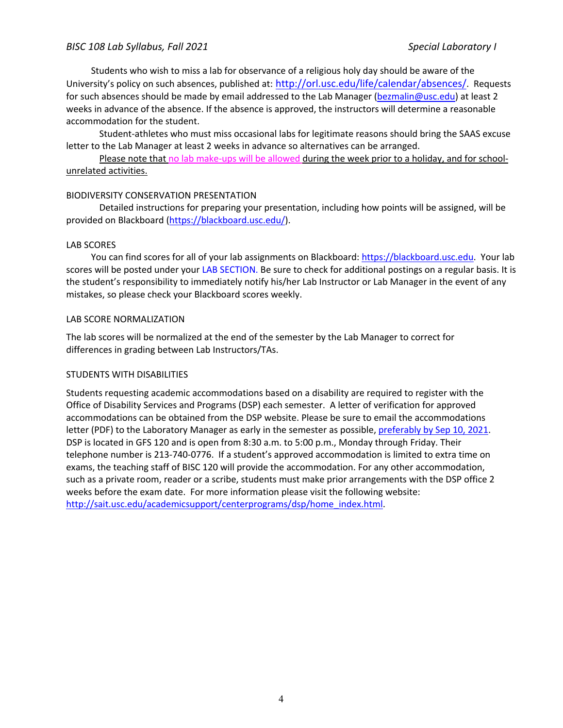Students who wish to miss a lab for observance of a religious holy day should be aware of the University's policy on such absences, published at: http://orl.usc.edu/life/calendar/absences/. Requests for such absences should be made by email addressed to the Lab Manager (bezmalin@usc.edu) at least 2 weeks in advance of the absence. If the absence is approved, the instructors will determine a reasonable accommodation for the student.

Student-athletes who must miss occasional labs for legitimate reasons should bring the SAAS excuse letter to the Lab Manager at least 2 weeks in advance so alternatives can be arranged.

Please note that no lab make-ups will be allowed during the week prior to a holiday, and for school-unrelated activities.

## BIODIVERSITY CONSERVATION PRESENTATION

Detailed instructions for preparing your presentation, including how points will be assigned, will be provided on Blackboard (https://blackboard.usc.edu/).

## LAB SCORES

You can find scores for all of your lab assignments on Blackboard: https://blackboard.usc.edu. Your lab scores will be posted under your LAB SECTION. Be sure to check for additional postings on a regular basis. It is the student's responsibility to immediately notify his/her Lab Instructor or Lab Manager in the event of any mistakes, so please check your Blackboard scores weekly.

## LAB SCORE NORMALIZATION

The lab scores will be normalized at the end of the semester by the Lab Manager to correct for differences in grading between Lab Instructors/TAs.

## STUDENTS WITH DISABILITIES

Students requesting academic accommodations based on a disability are required to register with the Office of Disability Services and Programs (DSP) each semester. A letter of verification for approved accommodations can be obtained from the DSP website. Please be sure to email the accommodations letter (PDF) to the Laboratory Manager as early in the semester as possible, preferably by Sep 10, 2021. DSP is located in GFS 120 and is open from 8:30 a.m. to 5:00 p.m., Monday through Friday. Their telephone number is 213-740-0776. If a student's approved accommodation is limited to extra time on exams, the teaching staff of BISC 120 will provide the accommodation. For any other accommodation, such as a private room, reader or a scribe, students must make prior arrangements with the DSP office 2 weeks before the exam date. For more information please visit the following website: http://sait.usc.edu/academicsupport/centerprograms/dsp/home_index.html.